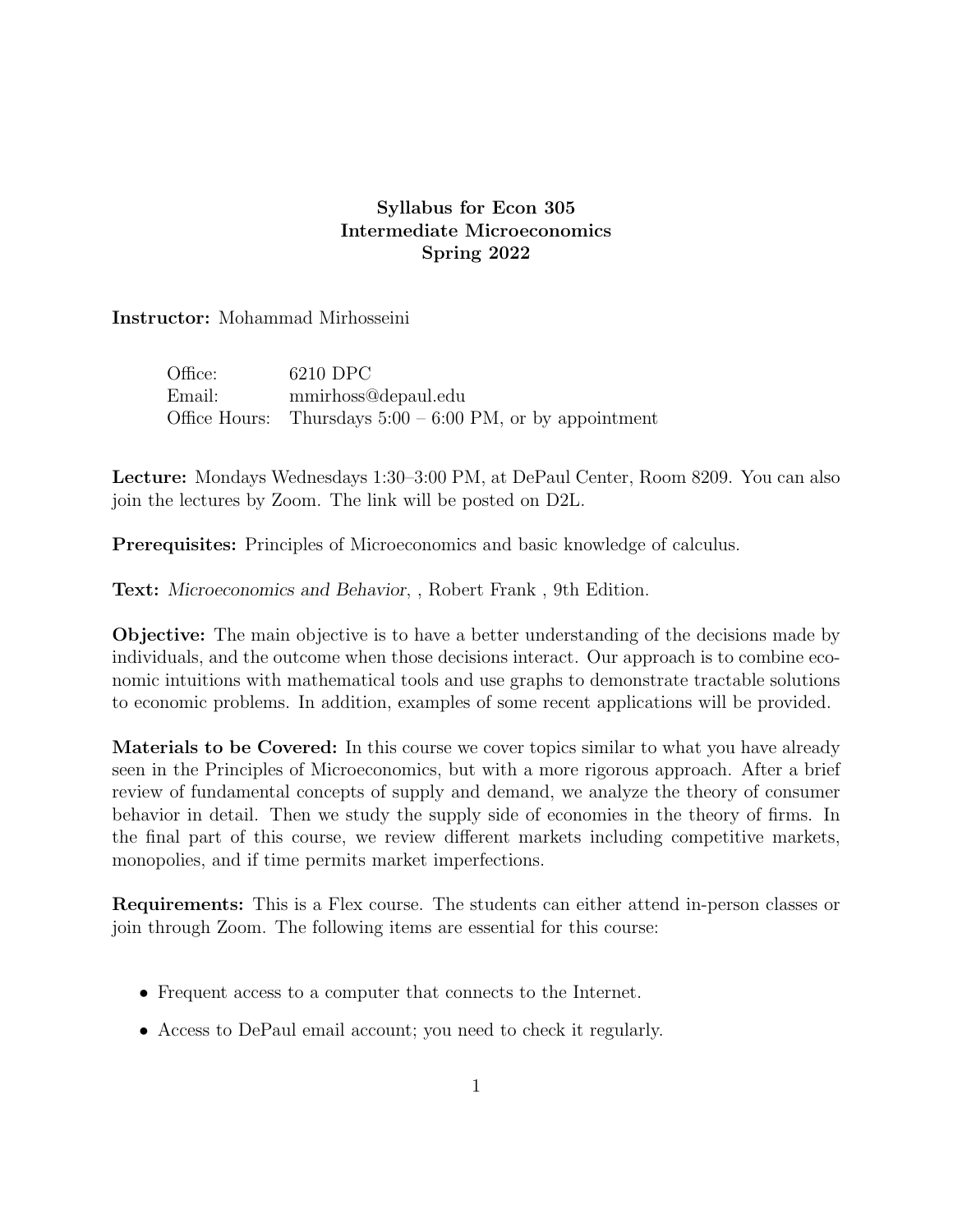# Syllabus for Econ 305
# Intermediate Microeconomics
# Spring 2022

**Instructor:** Mohammad Mirhosseini

| | |
|---|---|
| Office: | 6210 DPC |
| Email: | mmirhoss@depaul.edu |
| Office Hours: | Thursdays 5:00 – 6:00 PM, or by appointment |

**Lecture:** Mondays Wednesdays 1:30–3:00 PM, at DePaul Center, Room 8209. You can also join the lectures by Zoom. The link will be posted on D2L.

**Prerequisites:** Principles of Microeconomics and basic knowledge of calculus.

**Text:** *Microeconomics and Behavior*, , Robert Frank , 9th Edition.

**Objective:** The main objective is to have a better understanding of the decisions made by individuals, and the outcome when those decisions interact. Our approach is to combine economic intuitions with mathematical tools and use graphs to demonstrate tractable solutions to economic problems. In addition, examples of some recent applications will be provided.

**Materials to be Covered:** In this course we cover topics similar to what you have already seen in the Principles of Microeconomics, but with a more rigorous approach. After a brief review of fundamental concepts of supply and demand, we analyze the theory of consumer behavior in detail. Then we study the supply side of economies in the theory of firms. In the final part of this course, we review different markets including competitive markets, monopolies, and if time permits market imperfections.

**Requirements:** This is a Flex course. The students can either attend in-person classes or join through Zoom. The following items are essential for this course:

- Frequent access to a computer that connects to the Internet.
- Access to DePaul email account; you need to check it regularly.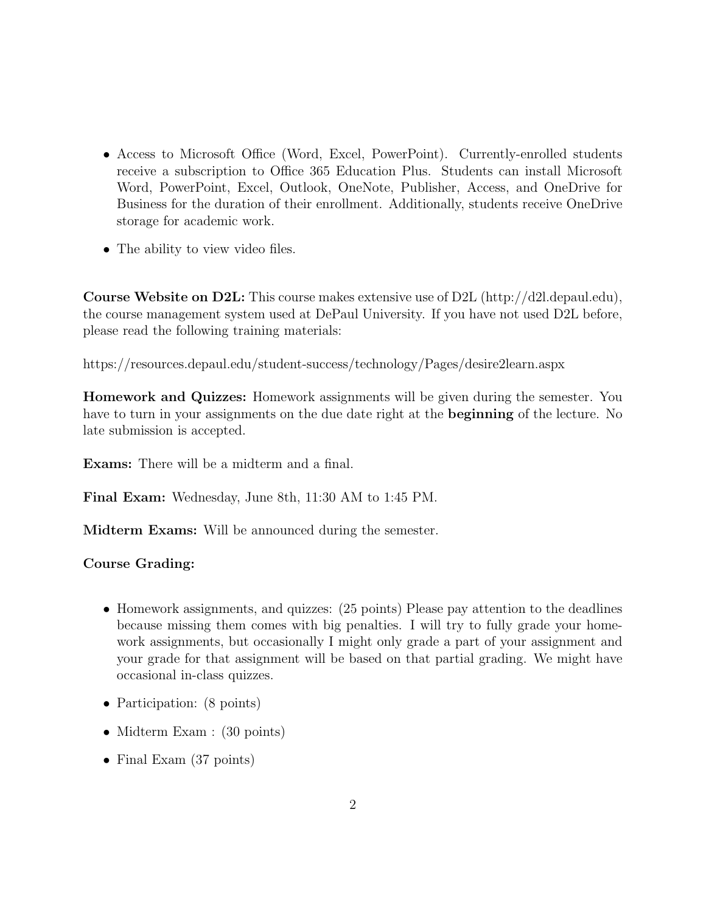- Access to Microsoft Office (Word, Excel, PowerPoint). Currently-enrolled students receive a subscription to Office 365 Education Plus. Students can install Microsoft Word, PowerPoint, Excel, Outlook, OneNote, Publisher, Access, and OneDrive for Business for the duration of their enrollment. Additionally, students receive OneDrive storage for academic work.
- The ability to view video files.

**Course Website on D2L:** This course makes extensive use of D2L (http://d2l.depaul.edu), the course management system used at DePaul University. If you have not used D2L before, please read the following training materials:

https://resources.depaul.edu/student-success/technology/Pages/desire2learn.aspx

**Homework and Quizzes:** Homework assignments will be given during the semester. You have to turn in your assignments on the due date right at the **beginning** of the lecture. No late submission is accepted.

**Exams:** There will be a midterm and a final.

**Final Exam:** Wednesday, June 8th, 11:30 AM to 1:45 PM.

**Midterm Exams:** Will be announced during the semester.

**Course Grading:**

- Homework assignments, and quizzes: (25 points) Please pay attention to the deadlines because missing them comes with big penalties. I will try to fully grade your homework assignments, but occasionally I might only grade a part of your assignment and your grade for that assignment will be based on that partial grading. We might have occasional in-class quizzes.
- Participation: (8 points)
- Midterm Exam : (30 points)
- Final Exam (37 points)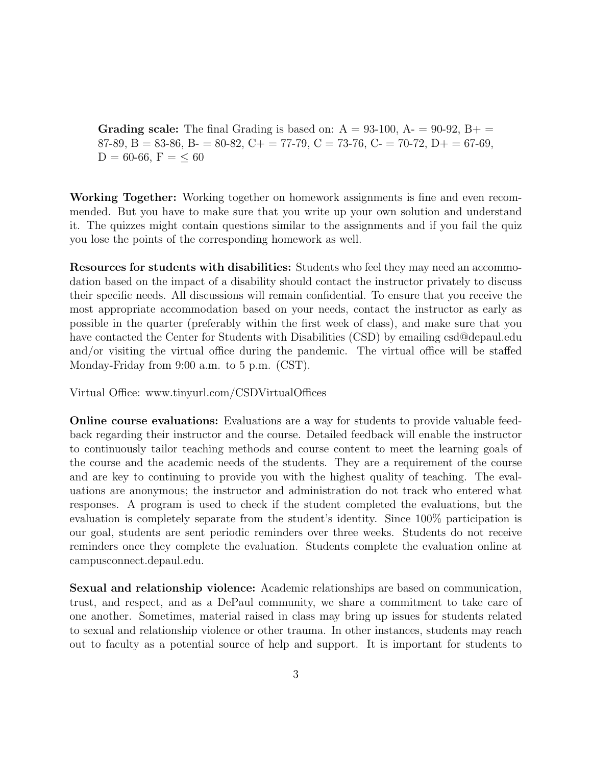**Grading scale:** The final Grading is based on: A = 93-100, A- = 90-92, B+ = 87-89, B = 83-86, B- = 80-82, C+ = 77-79, C = 73-76, C- = 70-72, D+ = 67-69, D = 60-66, F = $\leq$ 60

**Working Together:** Working together on homework assignments is fine and even recommended. But you have to make sure that you write up your own solution and understand it. The quizzes might contain questions similar to the assignments and if you fail the quiz you lose the points of the corresponding homework as well.

**Resources for students with disabilities:** Students who feel they may need an accommodation based on the impact of a disability should contact the instructor privately to discuss their specific needs. All discussions will remain confidential. To ensure that you receive the most appropriate accommodation based on your needs, contact the instructor as early as possible in the quarter (preferably within the first week of class), and make sure that you have contacted the Center for Students with Disabilities (CSD) by emailing csd@depaul.edu and/or visiting the virtual office during the pandemic. The virtual office will be staffed Monday-Friday from 9:00 a.m. to 5 p.m. (CST).

Virtual Office: www.tinyurl.com/CSDVirtualOffices

**Online course evaluations:** Evaluations are a way for students to provide valuable feedback regarding their instructor and the course. Detailed feedback will enable the instructor to continuously tailor teaching methods and course content to meet the learning goals of the course and the academic needs of the students. They are a requirement of the course and are key to continuing to provide you with the highest quality of teaching. The evaluations are anonymous; the instructor and administration do not track who entered what responses. A program is used to check if the student completed the evaluations, but the evaluation is completely separate from the student's identity. Since 100% participation is our goal, students are sent periodic reminders over three weeks. Students do not receive reminders once they complete the evaluation. Students complete the evaluation online at campusconnect.depaul.edu.

**Sexual and relationship violence:** Academic relationships are based on communication, trust, and respect, and as a DePaul community, we share a commitment to take care of one another. Sometimes, material raised in class may bring up issues for students related to sexual and relationship violence or other trauma. In other instances, students may reach out to faculty as a potential source of help and support. It is important for students to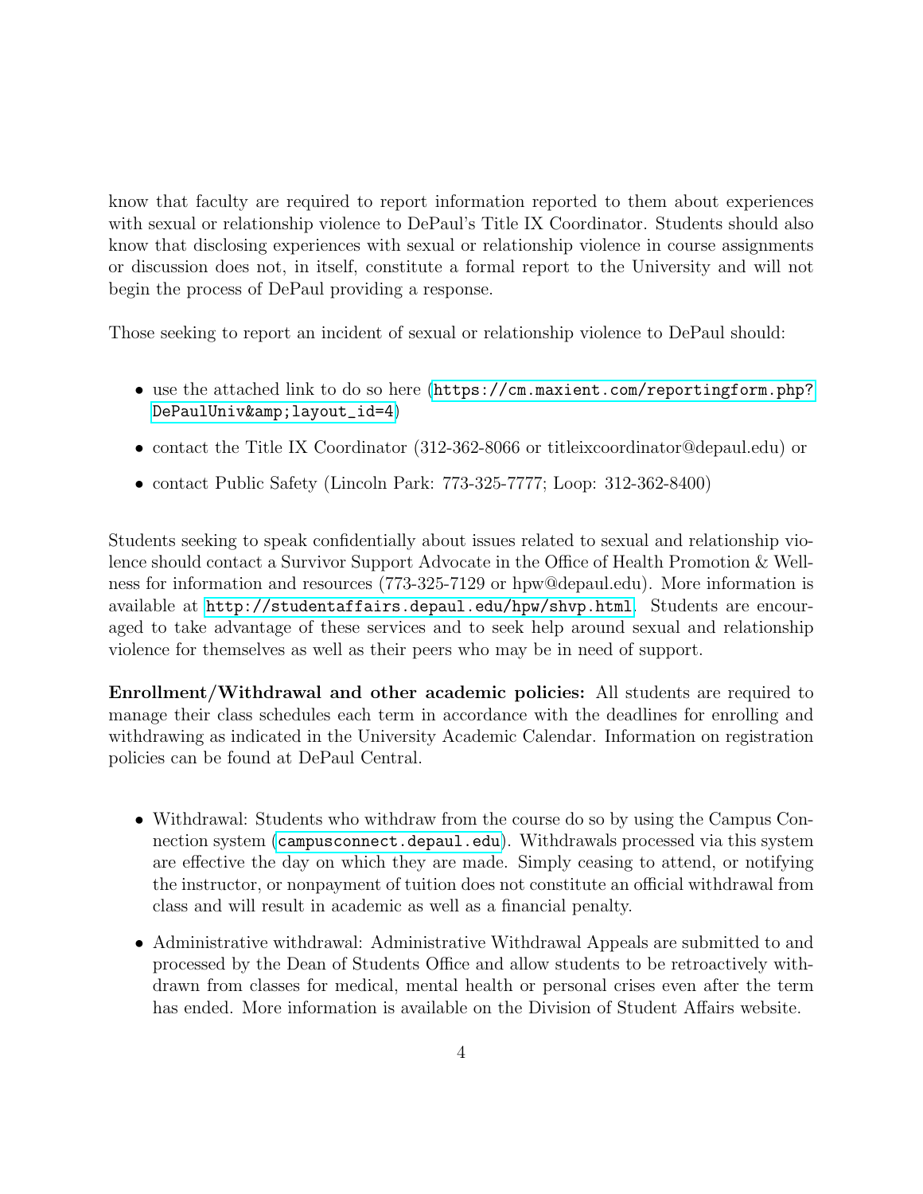know that faculty are required to report information reported to them about experiences with sexual or relationship violence to DePaul's Title IX Coordinator. Students should also know that disclosing experiences with sexual or relationship violence in course assignments or discussion does not, in itself, constitute a formal report to the University and will not begin the process of DePaul providing a response.

Those seeking to report an incident of sexual or relationship violence to DePaul should:

- use the attached link to do so here (https://cm.maxient.com/reportingform.php?DePaulUniv&amp;layout_id=4)
- contact the Title IX Coordinator (312-362-8066 or titleixcoordinator@depaul.edu) or
- contact Public Safety (Lincoln Park: 773-325-7777; Loop: 312-362-8400)

Students seeking to speak confidentially about issues related to sexual and relationship violence should contact a Survivor Support Advocate in the Office of Health Promotion & Wellness for information and resources (773-325-7129 or hpw@depaul.edu). More information is available at http://studentaffairs.depaul.edu/hpw/shvp.html. Students are encouraged to take advantage of these services and to seek help around sexual and relationship violence for themselves as well as their peers who may be in need of support.

**Enrollment/Withdrawal and other academic policies:** All students are required to manage their class schedules each term in accordance with the deadlines for enrolling and withdrawing as indicated in the University Academic Calendar. Information on registration policies can be found at DePaul Central.

- Withdrawal: Students who withdraw from the course do so by using the Campus Connection system (campusconnect.depaul.edu). Withdrawals processed via this system are effective the day on which they are made. Simply ceasing to attend, or notifying the instructor, or nonpayment of tuition does not constitute an official withdrawal from class and will result in academic as well as a financial penalty.
- Administrative withdrawal: Administrative Withdrawal Appeals are submitted to and processed by the Dean of Students Office and allow students to be retroactively withdrawn from classes for medical, mental health or personal crises even after the term has ended. More information is available on the Division of Student Affairs website.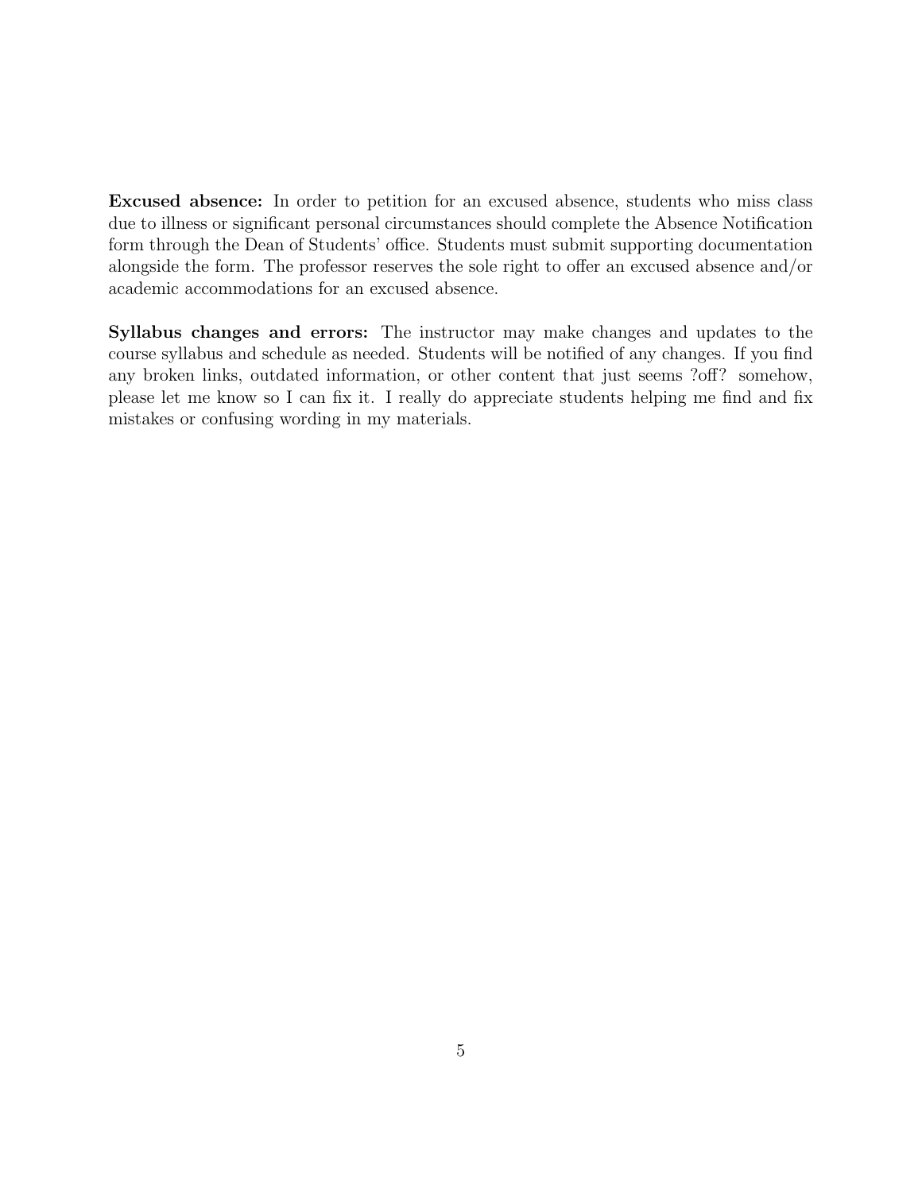**Excused absence:** In order to petition for an excused absence, students who miss class due to illness or significant personal circumstances should complete the Absence Notification form through the Dean of Students' office. Students must submit supporting documentation alongside the form. The professor reserves the sole right to offer an excused absence and/or academic accommodations for an excused absence.

**Syllabus changes and errors:** The instructor may make changes and updates to the course syllabus and schedule as needed. Students will be notified of any changes. If you find any broken links, outdated information, or other content that just seems ?off? somehow, please let me know so I can fix it. I really do appreciate students helping me find and fix mistakes or confusing wording in my materials.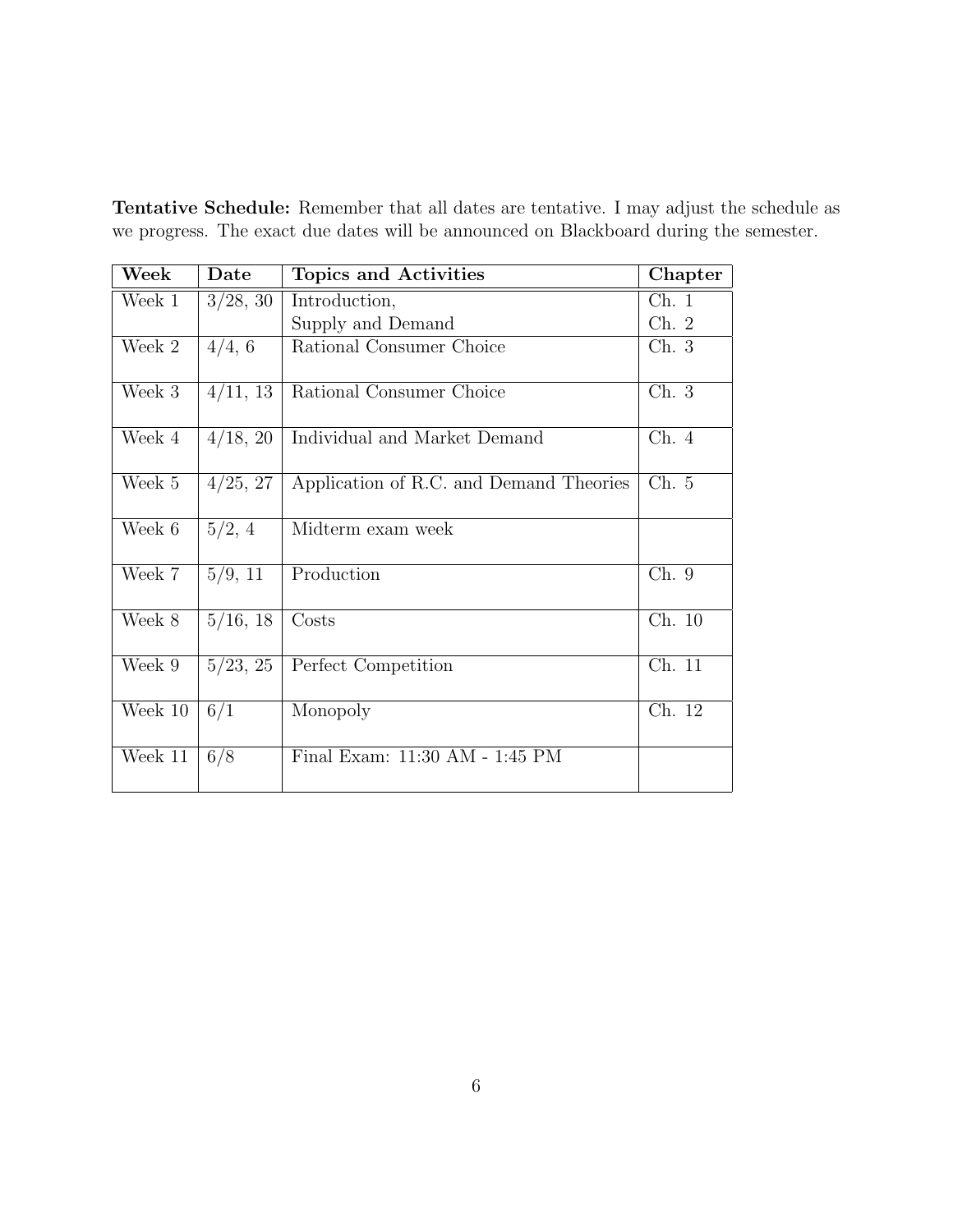**Tentative Schedule:** Remember that all dates are tentative. I may adjust the schedule as we progress. The exact due dates will be announced on Blackboard during the semester.

| **Week** | **Date** | **Topics and Activities** | **Chapter** |
|---|---|---|---|
| Week 1 | 3/28, 30 | Introduction,<br>Supply and Demand | Ch. 1<br>Ch. 2 |
| Week 2 | 4/4, 6 | Rational Consumer Choice | Ch. 3 |
| Week 3 | 4/11, 13 | Rational Consumer Choice | Ch. 3 |
| Week 4 | 4/18, 20 | Individual and Market Demand | Ch. 4 |
| Week 5 | 4/25, 27 | Application of R.C. and Demand Theories | Ch. 5 |
| Week 6 | 5/2, 4 | Midterm exam week | |
| Week 7 | 5/9, 11 | Production | Ch. 9 |
| Week 8 | 5/16, 18 | Costs | Ch. 10 |
| Week 9 | 5/23, 25 | Perfect Competition | Ch. 11 |
| Week 10 | 6/1 | Monopoly | Ch. 12 |
| Week 11 | 6/8 | Final Exam: 11:30 AM - 1:45 PM | |